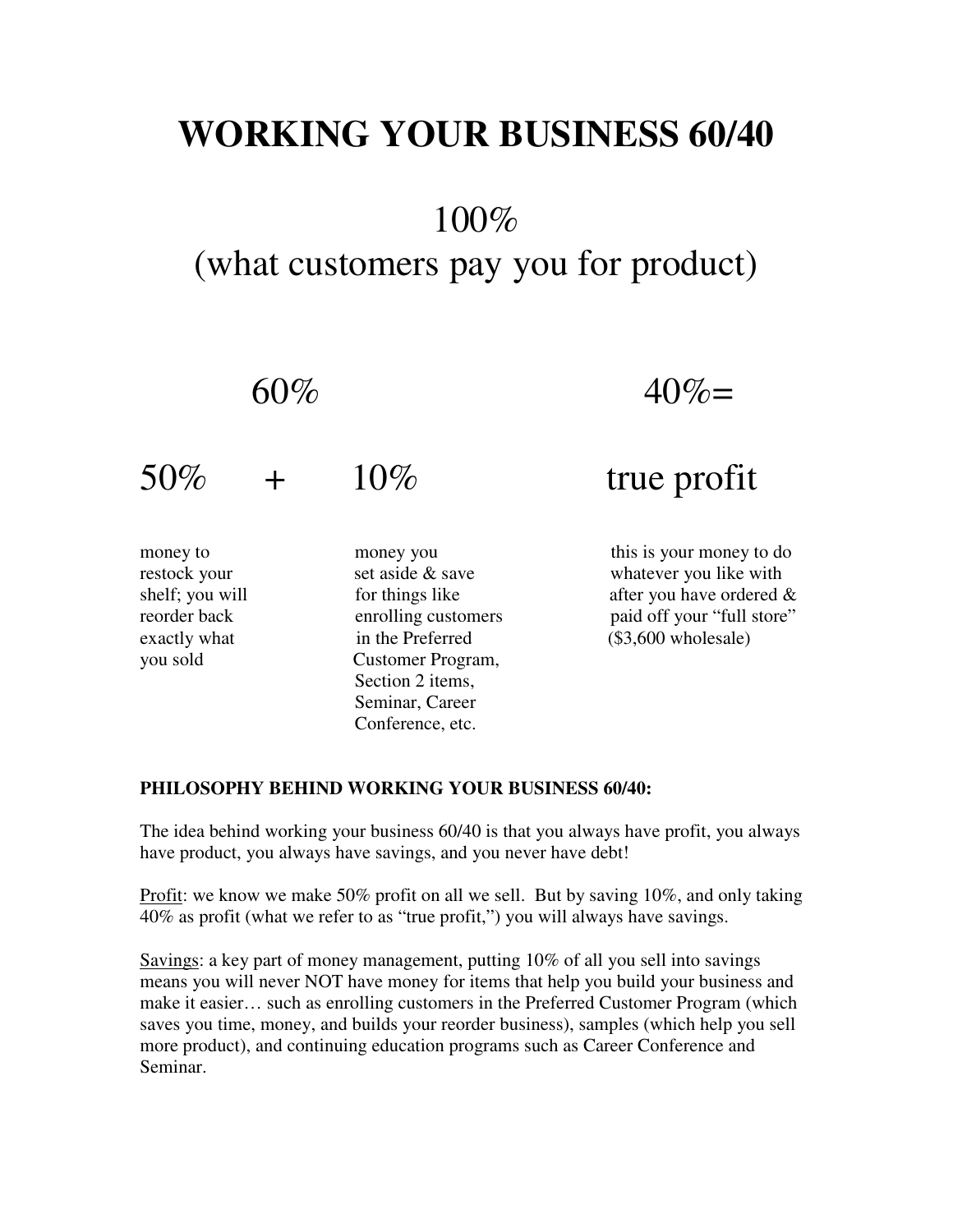# WORKING YOUR BUSINESS 60/40

100%
(what customers pay you for product)

60% | 40%=

| 50% + | 10% | true profit |
|---|---|---|
| money to restock your shelf; you will reorder back exactly what you sold | money you set aside & save for things like enrolling customers in the Preferred Customer Program, Section 2 items, Seminar, Career Conference, etc. | this is your money to do whatever you like with after you have ordered & paid off your "full store" ($3,600 wholesale) |

**PHILOSOPHY BEHIND WORKING YOUR BUSINESS 60/40:**

The idea behind working your business 60/40 is that you always have profit, you always have product, you always have savings, and you never have debt!

<u>Profit</u>: we know we make 50% profit on all we sell. But by saving 10%, and only taking 40% as profit (what we refer to as "true profit,") you will always have savings.

<u>Savings</u>: a key part of money management, putting 10% of all you sell into savings means you will never NOT have money for items that help you build your business and make it easier… such as enrolling customers in the Preferred Customer Program (which saves you time, money, and builds your reorder business), samples (which help you sell more product), and continuing education programs such as Career Conference and Seminar.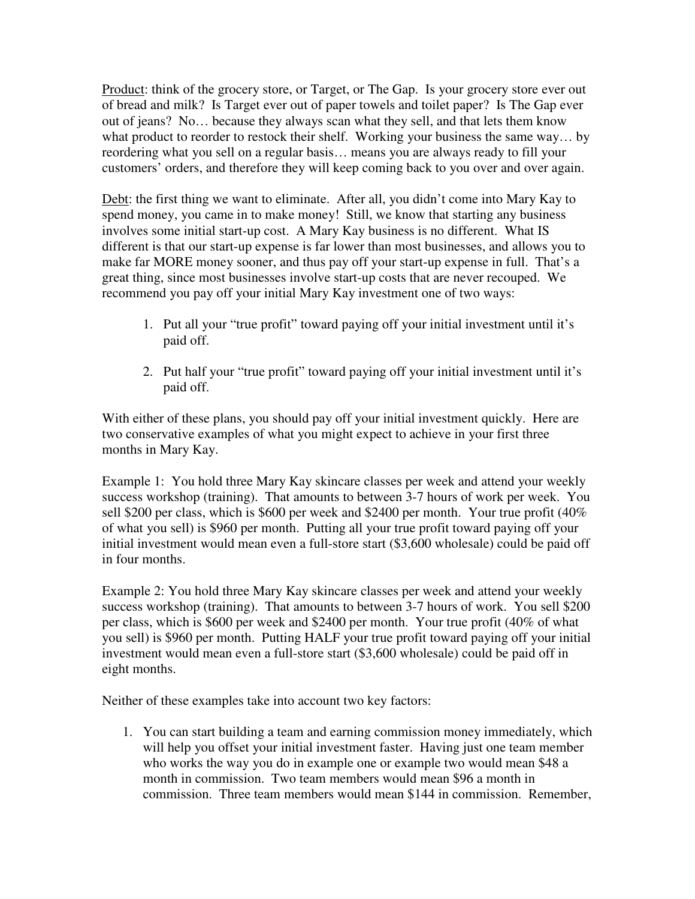Product: think of the grocery store, or Target, or The Gap. Is your grocery store ever out of bread and milk? Is Target ever out of paper towels and toilet paper? Is The Gap ever out of jeans? No… because they always scan what they sell, and that lets them know what product to reorder to restock their shelf. Working your business the same way… by reordering what you sell on a regular basis… means you are always ready to fill your customers' orders, and therefore they will keep coming back to you over and over again.

Debt: the first thing we want to eliminate. After all, you didn't come into Mary Kay to spend money, you came in to make money! Still, we know that starting any business involves some initial start-up cost. A Mary Kay business is no different. What IS different is that our start-up expense is far lower than most businesses, and allows you to make far MORE money sooner, and thus pay off your start-up expense in full. That's a great thing, since most businesses involve start-up costs that are never recouped. We recommend you pay off your initial Mary Kay investment one of two ways:

1. Put all your "true profit" toward paying off your initial investment until it's paid off.

2. Put half your "true profit" toward paying off your initial investment until it's paid off.

With either of these plans, you should pay off your initial investment quickly. Here are two conservative examples of what you might expect to achieve in your first three months in Mary Kay.

Example 1: You hold three Mary Kay skincare classes per week and attend your weekly success workshop (training). That amounts to between 3-7 hours of work per week. You sell $200 per class, which is $600 per week and $2400 per month. Your true profit (40% of what you sell) is $960 per month. Putting all your true profit toward paying off your initial investment would mean even a full-store start ($3,600 wholesale) could be paid off in four months.

Example 2: You hold three Mary Kay skincare classes per week and attend your weekly success workshop (training). That amounts to between 3-7 hours of work. You sell $200 per class, which is $600 per week and $2400 per month. Your true profit (40% of what you sell) is $960 per month. Putting HALF your true profit toward paying off your initial investment would mean even a full-store start ($3,600 wholesale) could be paid off in eight months.

Neither of these examples take into account two key factors:

1. You can start building a team and earning commission money immediately, which will help you offset your initial investment faster. Having just one team member who works the way you do in example one or example two would mean $48 a month in commission. Two team members would mean $96 a month in commission. Three team members would mean $144 in commission. Remember,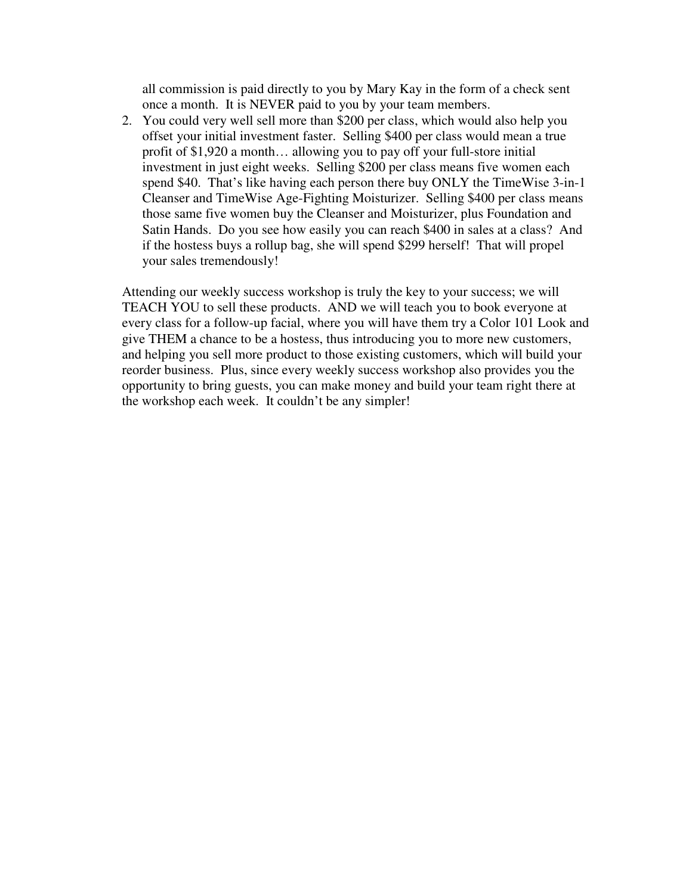all commission is paid directly to you by Mary Kay in the form of a check sent once a month. It is NEVER paid to you by your team members.

2. You could very well sell more than $200 per class, which would also help you offset your initial investment faster. Selling $400 per class would mean a true profit of $1,920 a month… allowing you to pay off your full-store initial investment in just eight weeks. Selling $200 per class means five women each spend $40. That's like having each person there buy ONLY the TimeWise 3-in-1 Cleanser and TimeWise Age-Fighting Moisturizer. Selling $400 per class means those same five women buy the Cleanser and Moisturizer, plus Foundation and Satin Hands. Do you see how easily you can reach $400 in sales at a class? And if the hostess buys a rollup bag, she will spend $299 herself! That will propel your sales tremendously!

Attending our weekly success workshop is truly the key to your success; we will TEACH YOU to sell these products. AND we will teach you to book everyone at every class for a follow-up facial, where you will have them try a Color 101 Look and give THEM a chance to be a hostess, thus introducing you to more new customers, and helping you sell more product to those existing customers, which will build your reorder business. Plus, since every weekly success workshop also provides you the opportunity to bring guests, you can make money and build your team right there at the workshop each week. It couldn't be any simpler!